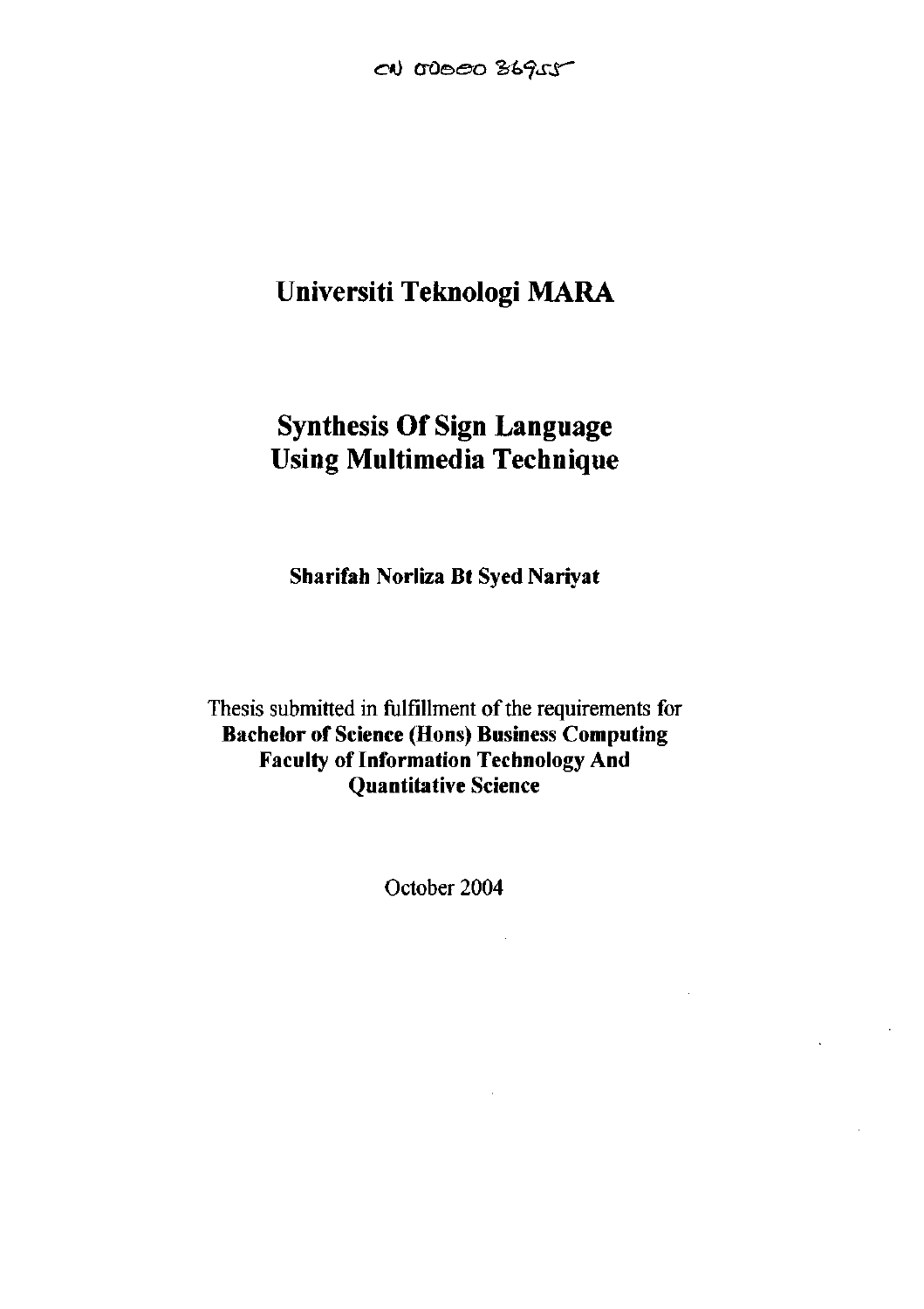CN 00000 36955

# Universiti Teknologi MARA

# Synthesis Of Sign Language Using Multimedia Technique

**Sharifah Norliza Bt Syed Nariyat**

Thesis submitted in fulfillment of the requirements for
**Bachelor of Science (Hons) Business Computing**
**Faculty of Information Technology And Quantitative Science**

October 2004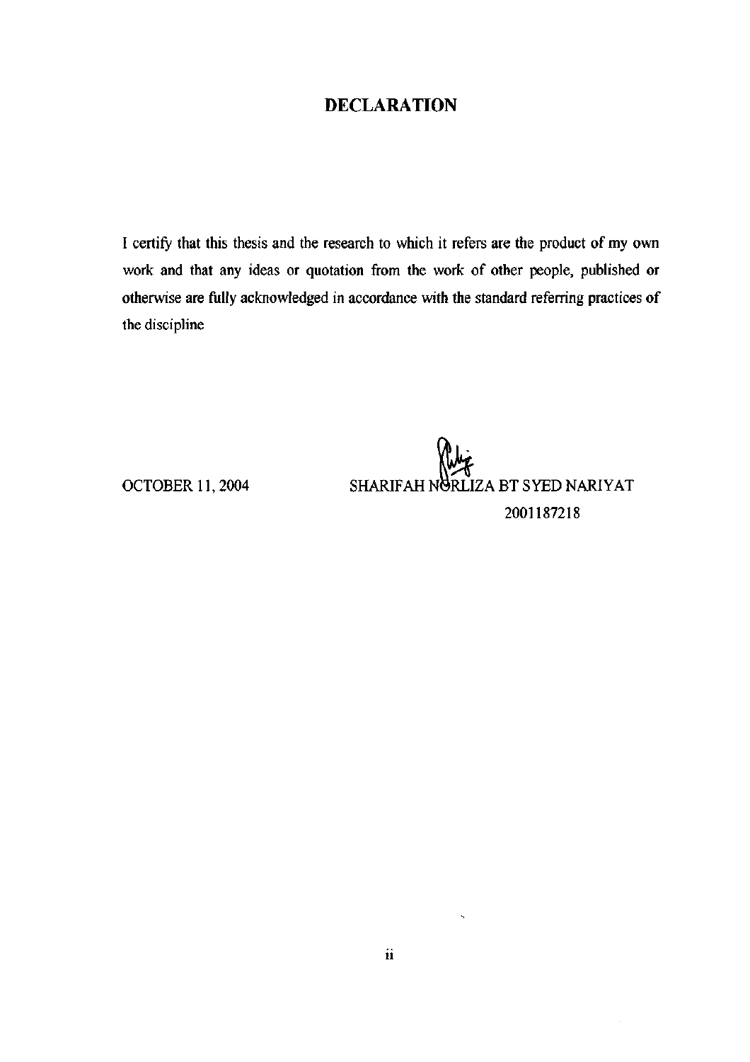# DECLARATION

I certify that this thesis and the research to which it refers are the product of my own work and that any ideas or quotation from the work of other people, published or otherwise are fully acknowledged in accordance with the standard referring practices of the discipline

OCTOBER 11, 2004

SHARIFAH NORLIZA BT SYED NARIYAT
2001187218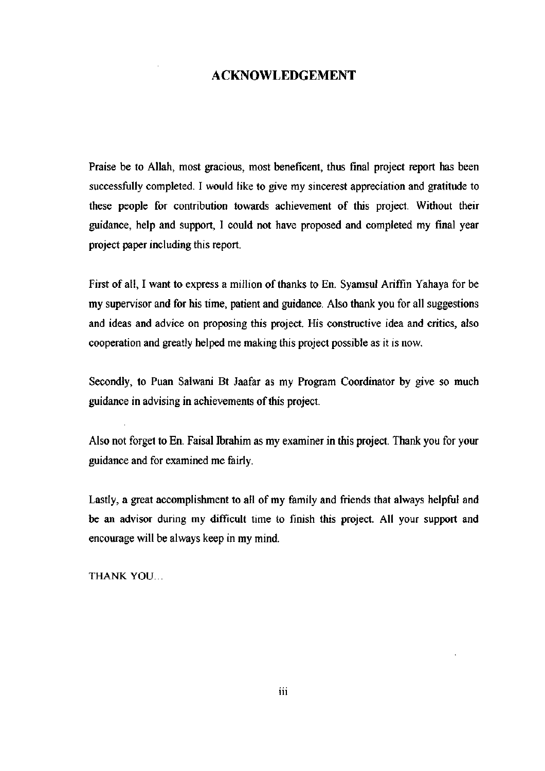# ACKNOWLEDGEMENT

Praise be to Allah, most gracious, most beneficent, thus final project report has been successfully completed. I would like to give my sincerest appreciation and gratitude to these people for contribution towards achievement of this project. Without their guidance, help and support, I could not have proposed and completed my final year project paper including this report.

First of all, I want to express a million of thanks to En. Syamsul Ariffin Yahaya for be my supervisor and for his time, patient and guidance. Also thank you for all suggestions and ideas and advice on proposing this project. His constructive idea and critics, also cooperation and greatly helped me making this project possible as it is now.

Secondly, to Puan Salwani Bt Jaafar as my Program Coordinator by give so much guidance in advising in achievements of this project.

Also not forget to En. Faisal Ibrahim as my examiner in this project. Thank you for your guidance and for examined me fairly.

Lastly, a great accomplishment to all of my family and friends that always helpful and be an advisor during my difficult time to finish this project. All your support and encourage will be always keep in my mind.

THANK YOU...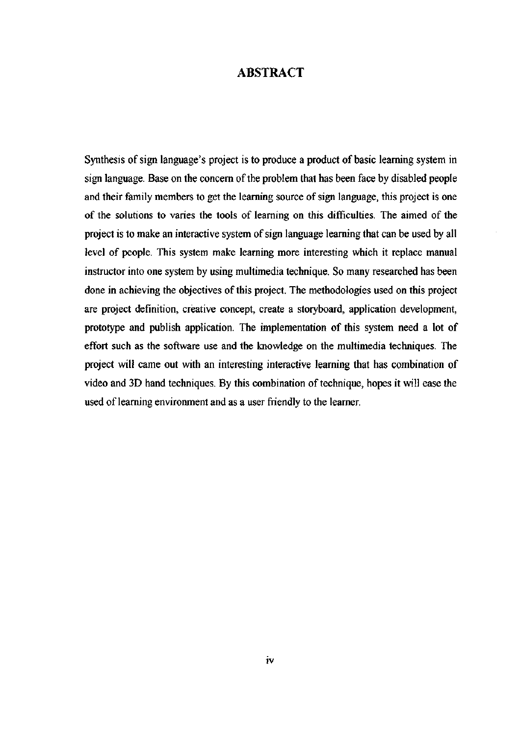# ABSTRACT

Synthesis of sign language's project is to produce a product of basic learning system in sign language. Base on the concern of the problem that has been face by disabled people and their family members to get the learning source of sign language, this project is one of the solutions to varies the tools of learning on this difficulties. The aimed of the project is to make an interactive system of sign language learning that can be used by all level of people. This system make learning more interesting which it replace manual instructor into one system by using multimedia technique. So many researched has been done in achieving the objectives of this project. The methodologies used on this project are project definition, creative concept, create a storyboard, application development, prototype and publish application. The implementation of this system need a lot of effort such as the software use and the knowledge on the multimedia techniques. The project will came out with an interesting interactive learning that has combination of video and 3D hand techniques. By this combination of technique, hopes it will ease the used of learning environment and as a user friendly to the learner.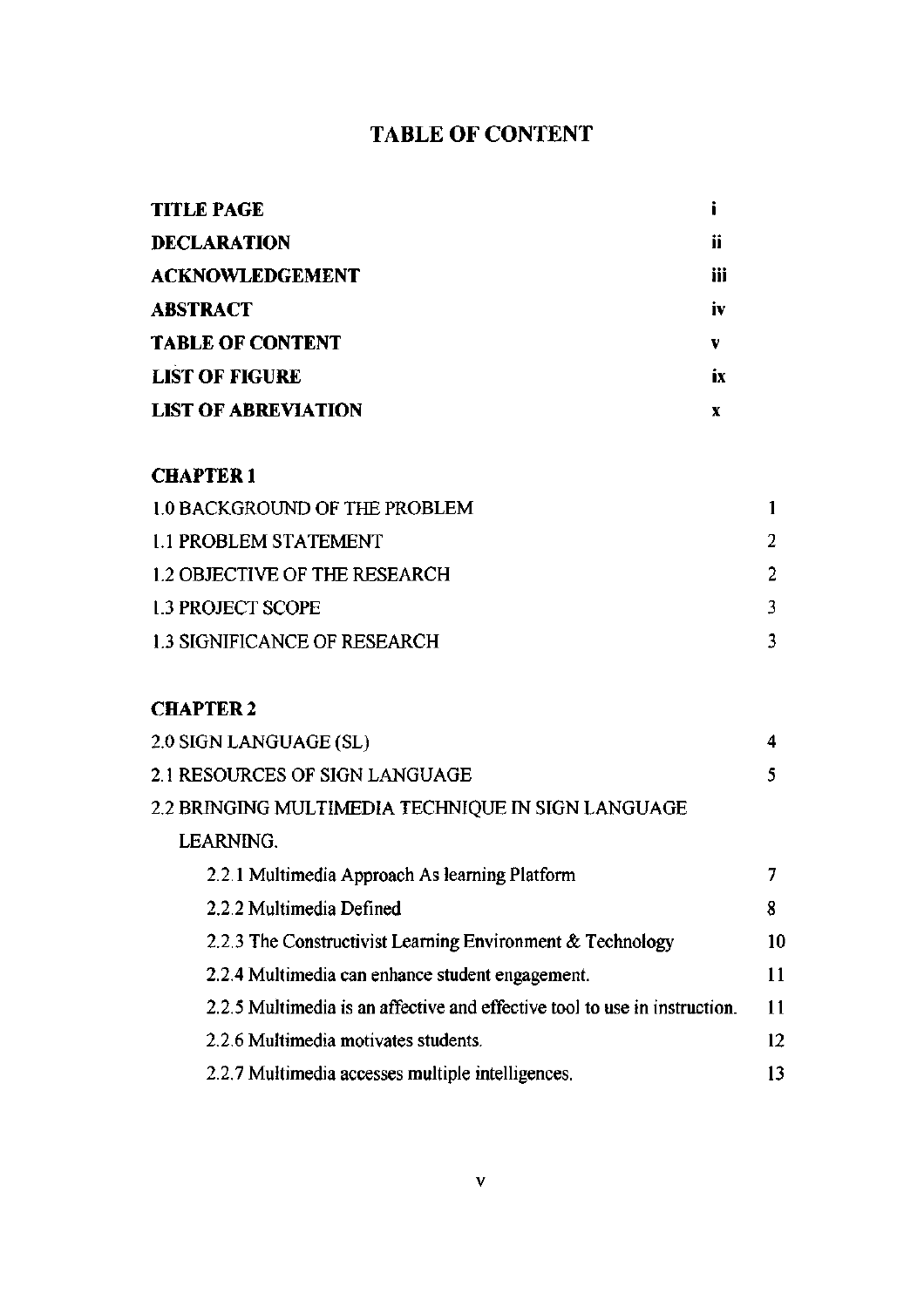# TABLE OF CONTENT

| | |
|---|---|
| **TITLE PAGE** | **i** |
| **DECLARATION** | **ii** |
| **ACKNOWLEDGEMENT** | **iii** |
| **ABSTRACT** | **iv** |
| **TABLE OF CONTENT** | **v** |
| **LIST OF FIGURE** | **ix** |
| **LIST OF ABREVIATION** | **x** |

## CHAPTER 1

| | |
|---|---|
| 1.0 BACKGROUND OF THE PROBLEM | 1 |
| 1.1 PROBLEM STATEMENT | 2 |
| 1.2 OBJECTIVE OF THE RESEARCH | 2 |
| 1.3 PROJECT SCOPE | 3 |
| 1.3 SIGNIFICANCE OF RESEARCH | 3 |

## CHAPTER 2

| | |
|---|---|
| 2.0 SIGN LANGUAGE (SL) | 4 |
| 2.1 RESOURCES OF SIGN LANGUAGE | 5 |
| 2.2 BRINGING MULTIMEDIA TECHNIQUE IN SIGN LANGUAGE LEARNING. | |
| 2.2.1 Multimedia Approach As learning Platform | 7 |
| 2.2.2 Multimedia Defined | 8 |
| 2.2.3 The Constructivist Learning Environment & Technology | 10 |
| 2.2.4 Multimedia can enhance student engagement. | 11 |
| 2.2.5 Multimedia is an affective and effective tool to use in instruction. | 11 |
| 2.2.6 Multimedia motivates students. | 12 |
| 2.2.7 Multimedia accesses multiple intelligences. | 13 |